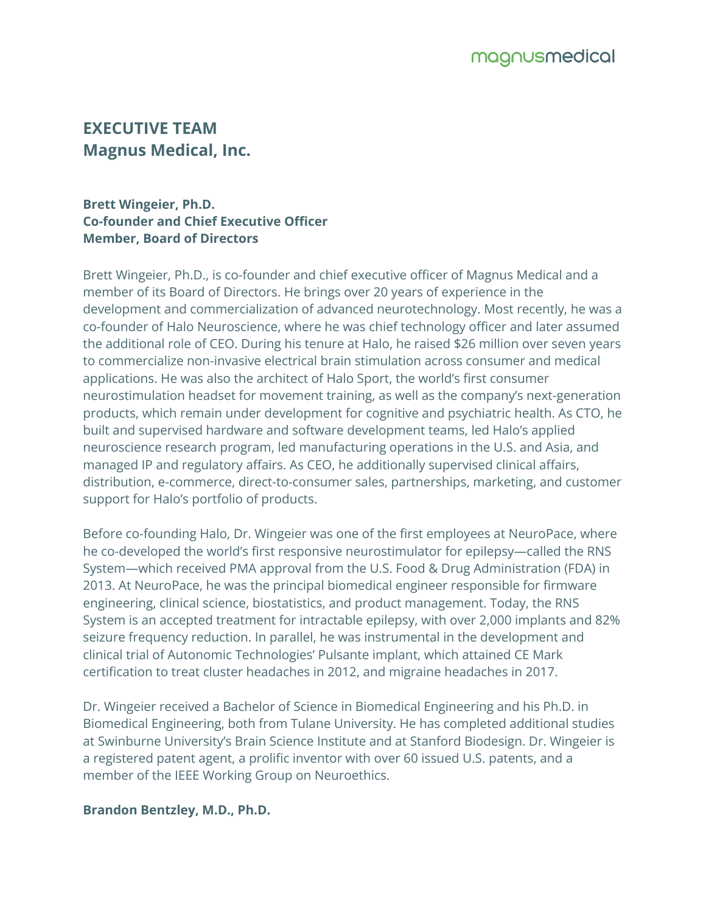# EXECUTIVE TEAM
## Magnus Medical, Inc.

**Brett Wingeier, Ph.D.**
**Co-founder and Chief Executive Officer**
**Member, Board of Directors**

Brett Wingeier, Ph.D., is co-founder and chief executive officer of Magnus Medical and a member of its Board of Directors. He brings over 20 years of experience in the development and commercialization of advanced neurotechnology. Most recently, he was a co-founder of Halo Neuroscience, where he was chief technology officer and later assumed the additional role of CEO. During his tenure at Halo, he raised $26 million over seven years to commercialize non-invasive electrical brain stimulation across consumer and medical applications. He was also the architect of Halo Sport, the world's first consumer neurostimulation headset for movement training, as well as the company's next-generation products, which remain under development for cognitive and psychiatric health. As CTO, he built and supervised hardware and software development teams, led Halo's applied neuroscience research program, led manufacturing operations in the U.S. and Asia, and managed IP and regulatory affairs. As CEO, he additionally supervised clinical affairs, distribution, e-commerce, direct-to-consumer sales, partnerships, marketing, and customer support for Halo's portfolio of products.

Before co-founding Halo, Dr. Wingeier was one of the first employees at NeuroPace, where he co-developed the world's first responsive neurostimulator for epilepsy—called the RNS System—which received PMA approval from the U.S. Food & Drug Administration (FDA) in 2013. At NeuroPace, he was the principal biomedical engineer responsible for firmware engineering, clinical science, biostatistics, and product management. Today, the RNS System is an accepted treatment for intractable epilepsy, with over 2,000 implants and 82% seizure frequency reduction. In parallel, he was instrumental in the development and clinical trial of Autonomic Technologies' Pulsante implant, which attained CE Mark certification to treat cluster headaches in 2012, and migraine headaches in 2017.

Dr. Wingeier received a Bachelor of Science in Biomedical Engineering and his Ph.D. in Biomedical Engineering, both from Tulane University. He has completed additional studies at Swinburne University's Brain Science Institute and at Stanford Biodesign. Dr. Wingeier is a registered patent agent, a prolific inventor with over 60 issued U.S. patents, and a member of the IEEE Working Group on Neuroethics.

**Brandon Bentzley, M.D., Ph.D.**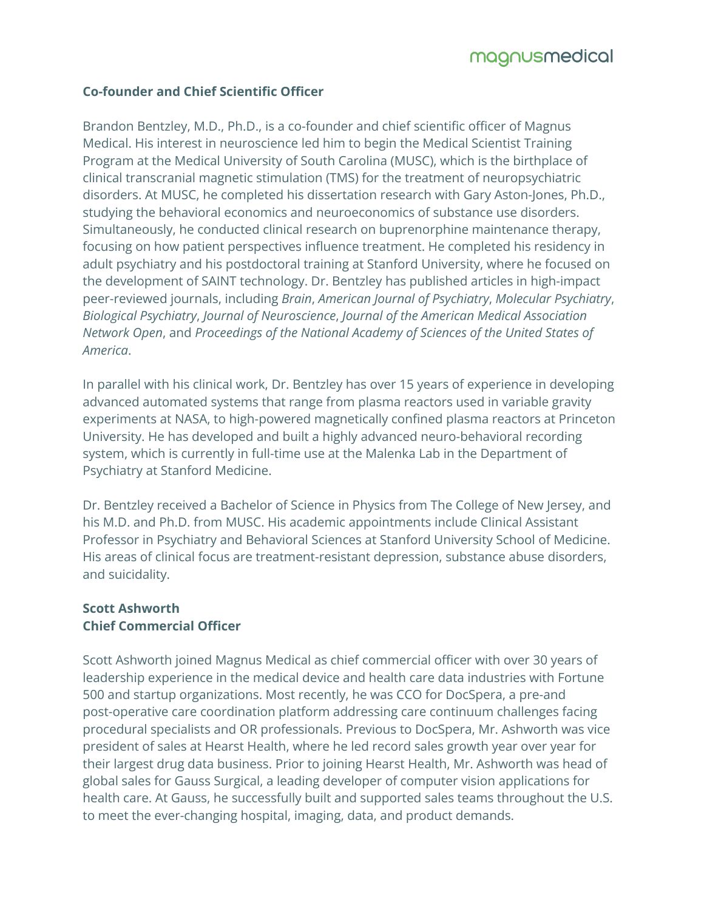**Co-founder and Chief Scientific Officer**

Brandon Bentzley, M.D., Ph.D., is a co-founder and chief scientific officer of Magnus Medical. His interest in neuroscience led him to begin the Medical Scientist Training Program at the Medical University of South Carolina (MUSC), which is the birthplace of clinical transcranial magnetic stimulation (TMS) for the treatment of neuropsychiatric disorders. At MUSC, he completed his dissertation research with Gary Aston-Jones, Ph.D., studying the behavioral economics and neuroeconomics of substance use disorders. Simultaneously, he conducted clinical research on buprenorphine maintenance therapy, focusing on how patient perspectives influence treatment. He completed his residency in adult psychiatry and his postdoctoral training at Stanford University, where he focused on the development of SAINT technology. Dr. Bentzley has published articles in high-impact peer-reviewed journals, including *Brain*, *American Journal of Psychiatry*, *Molecular Psychiatry*, *Biological Psychiatry*, *Journal of Neuroscience*, *Journal of the American Medical Association Network Open*, and *Proceedings of the National Academy of Sciences of the United States of America*.

In parallel with his clinical work, Dr. Bentzley has over 15 years of experience in developing advanced automated systems that range from plasma reactors used in variable gravity experiments at NASA, to high-powered magnetically confined plasma reactors at Princeton University. He has developed and built a highly advanced neuro-behavioral recording system, which is currently in full-time use at the Malenka Lab in the Department of Psychiatry at Stanford Medicine.

Dr. Bentzley received a Bachelor of Science in Physics from The College of New Jersey, and his M.D. and Ph.D. from MUSC. His academic appointments include Clinical Assistant Professor in Psychiatry and Behavioral Sciences at Stanford University School of Medicine. His areas of clinical focus are treatment-resistant depression, substance abuse disorders, and suicidality.

**Scott Ashworth**
**Chief Commercial Officer**

Scott Ashworth joined Magnus Medical as chief commercial officer with over 30 years of leadership experience in the medical device and health care data industries with Fortune 500 and startup organizations. Most recently, he was CCO for DocSpera, a pre-and post-operative care coordination platform addressing care continuum challenges facing procedural specialists and OR professionals. Previous to DocSpera, Mr. Ashworth was vice president of sales at Hearst Health, where he led record sales growth year over year for their largest drug data business. Prior to joining Hearst Health, Mr. Ashworth was head of global sales for Gauss Surgical, a leading developer of computer vision applications for health care. At Gauss, he successfully built and supported sales teams throughout the U.S. to meet the ever-changing hospital, imaging, data, and product demands.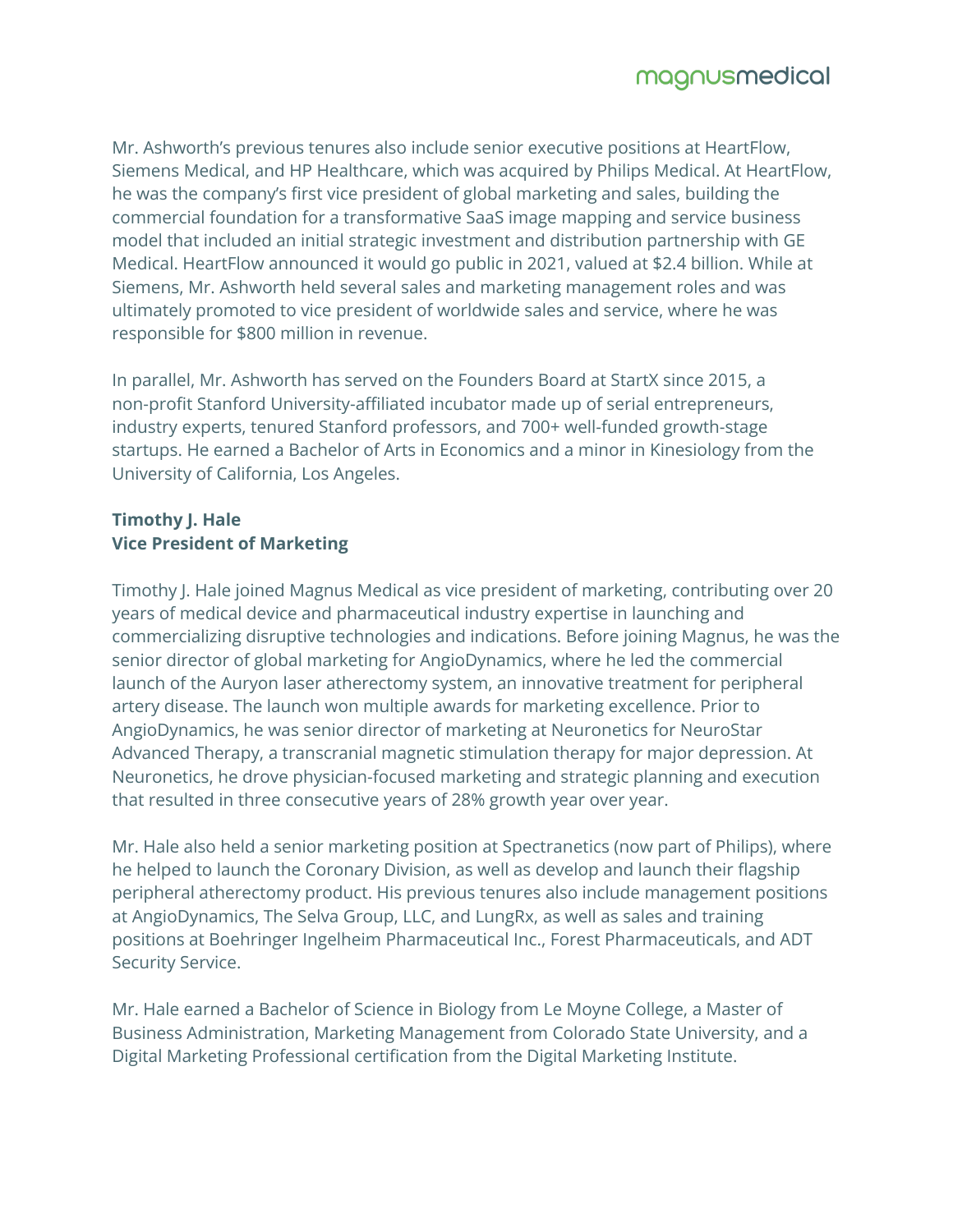Mr. Ashworth's previous tenures also include senior executive positions at HeartFlow, Siemens Medical, and HP Healthcare, which was acquired by Philips Medical. At HeartFlow, he was the company's first vice president of global marketing and sales, building the commercial foundation for a transformative SaaS image mapping and service business model that included an initial strategic investment and distribution partnership with GE Medical. HeartFlow announced it would go public in 2021, valued at $2.4 billion. While at Siemens, Mr. Ashworth held several sales and marketing management roles and was ultimately promoted to vice president of worldwide sales and service, where he was responsible for $800 million in revenue.

In parallel, Mr. Ashworth has served on the Founders Board at StartX since 2015, a non-profit Stanford University-affiliated incubator made up of serial entrepreneurs, industry experts, tenured Stanford professors, and 700+ well-funded growth-stage startups. He earned a Bachelor of Arts in Economics and a minor in Kinesiology from the University of California, Los Angeles.

**Timothy J. Hale**
**Vice President of Marketing**

Timothy J. Hale joined Magnus Medical as vice president of marketing, contributing over 20 years of medical device and pharmaceutical industry expertise in launching and commercializing disruptive technologies and indications. Before joining Magnus, he was the senior director of global marketing for AngioDynamics, where he led the commercial launch of the Auryon laser atherectomy system, an innovative treatment for peripheral artery disease. The launch won multiple awards for marketing excellence. Prior to AngioDynamics, he was senior director of marketing at Neuronetics for NeuroStar Advanced Therapy, a transcranial magnetic stimulation therapy for major depression. At Neuronetics, he drove physician-focused marketing and strategic planning and execution that resulted in three consecutive years of 28% growth year over year.

Mr. Hale also held a senior marketing position at Spectranetics (now part of Philips), where he helped to launch the Coronary Division, as well as develop and launch their flagship peripheral atherectomy product. His previous tenures also include management positions at AngioDynamics, The Selva Group, LLC, and LungRx, as well as sales and training positions at Boehringer Ingelheim Pharmaceutical Inc., Forest Pharmaceuticals, and ADT Security Service.

Mr. Hale earned a Bachelor of Science in Biology from Le Moyne College, a Master of Business Administration, Marketing Management from Colorado State University, and a Digital Marketing Professional certification from the Digital Marketing Institute.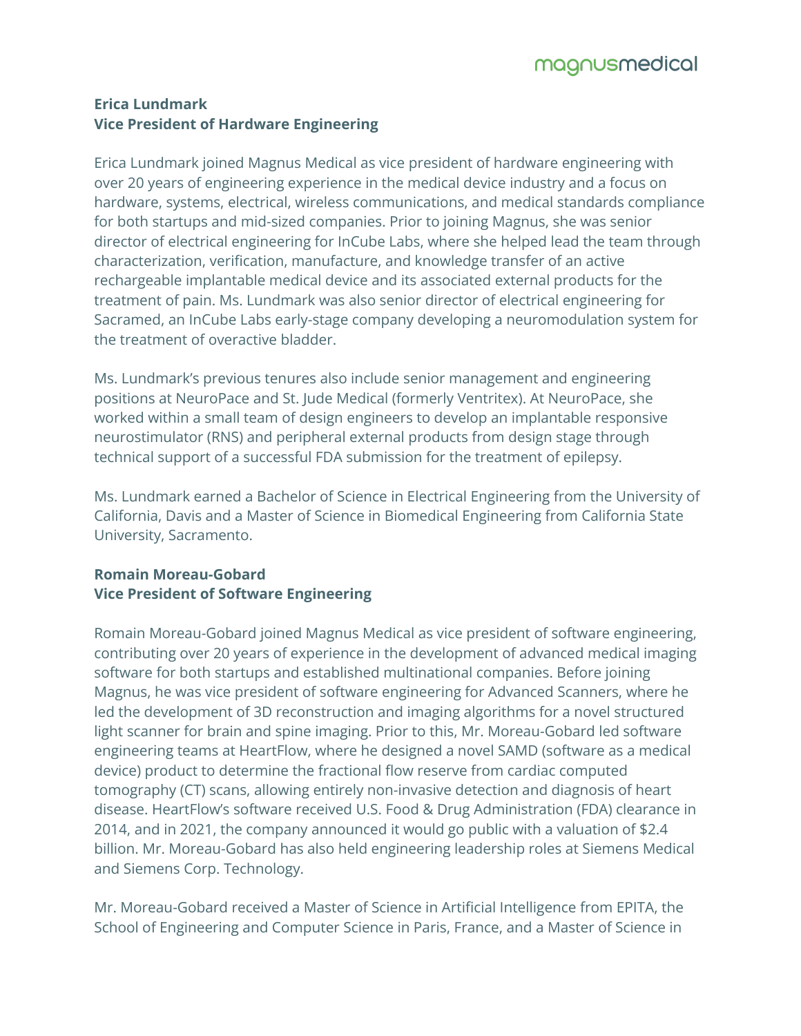**Erica Lundmark**
**Vice President of Hardware Engineering**

Erica Lundmark joined Magnus Medical as vice president of hardware engineering with over 20 years of engineering experience in the medical device industry and a focus on hardware, systems, electrical, wireless communications, and medical standards compliance for both startups and mid-sized companies. Prior to joining Magnus, she was senior director of electrical engineering for InCube Labs, where she helped lead the team through characterization, verification, manufacture, and knowledge transfer of an active rechargeable implantable medical device and its associated external products for the treatment of pain. Ms. Lundmark was also senior director of electrical engineering for Sacramed, an InCube Labs early-stage company developing a neuromodulation system for the treatment of overactive bladder.

Ms. Lundmark's previous tenures also include senior management and engineering positions at NeuroPace and St. Jude Medical (formerly Ventritex). At NeuroPace, she worked within a small team of design engineers to develop an implantable responsive neurostimulator (RNS) and peripheral external products from design stage through technical support of a successful FDA submission for the treatment of epilepsy.

Ms. Lundmark earned a Bachelor of Science in Electrical Engineering from the University of California, Davis and a Master of Science in Biomedical Engineering from California State University, Sacramento.

**Romain Moreau-Gobard**
**Vice President of Software Engineering**

Romain Moreau-Gobard joined Magnus Medical as vice president of software engineering, contributing over 20 years of experience in the development of advanced medical imaging software for both startups and established multinational companies. Before joining Magnus, he was vice president of software engineering for Advanced Scanners, where he led the development of 3D reconstruction and imaging algorithms for a novel structured light scanner for brain and spine imaging. Prior to this, Mr. Moreau-Gobard led software engineering teams at HeartFlow, where he designed a novel SAMD (software as a medical device) product to determine the fractional flow reserve from cardiac computed tomography (CT) scans, allowing entirely non-invasive detection and diagnosis of heart disease. HeartFlow's software received U.S. Food & Drug Administration (FDA) clearance in 2014, and in 2021, the company announced it would go public with a valuation of $2.4 billion. Mr. Moreau-Gobard has also held engineering leadership roles at Siemens Medical and Siemens Corp. Technology.

Mr. Moreau-Gobard received a Master of Science in Artificial Intelligence from EPITA, the School of Engineering and Computer Science in Paris, France, and a Master of Science in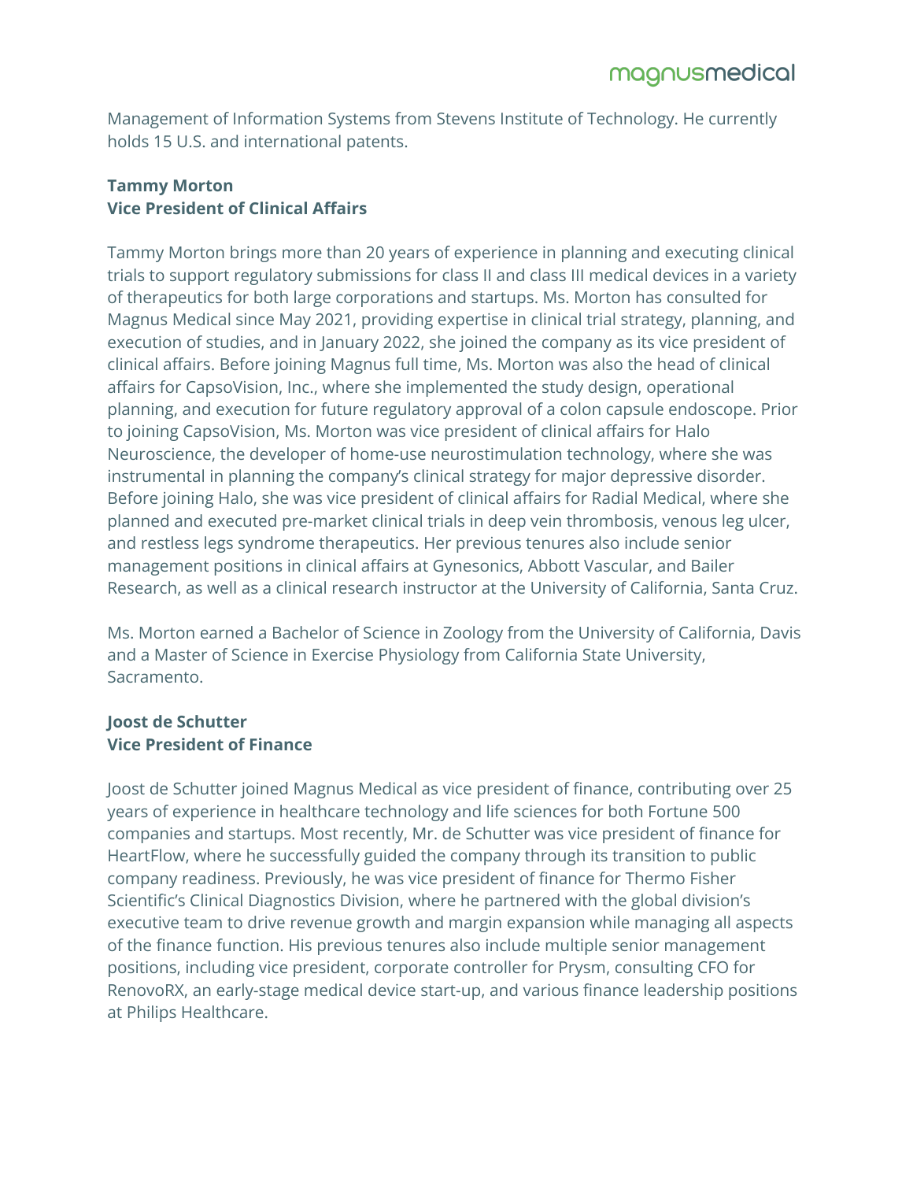Management of Information Systems from Stevens Institute of Technology. He currently holds 15 U.S. and international patents.

**Tammy Morton**
**Vice President of Clinical Affairs**

Tammy Morton brings more than 20 years of experience in planning and executing clinical trials to support regulatory submissions for class II and class III medical devices in a variety of therapeutics for both large corporations and startups. Ms. Morton has consulted for Magnus Medical since May 2021, providing expertise in clinical trial strategy, planning, and execution of studies, and in January 2022, she joined the company as its vice president of clinical affairs. Before joining Magnus full time, Ms. Morton was also the head of clinical affairs for CapsoVision, Inc., where she implemented the study design, operational planning, and execution for future regulatory approval of a colon capsule endoscope. Prior to joining CapsoVision, Ms. Morton was vice president of clinical affairs for Halo Neuroscience, the developer of home-use neurostimulation technology, where she was instrumental in planning the company's clinical strategy for major depressive disorder. Before joining Halo, she was vice president of clinical affairs for Radial Medical, where she planned and executed pre-market clinical trials in deep vein thrombosis, venous leg ulcer, and restless legs syndrome therapeutics. Her previous tenures also include senior management positions in clinical affairs at Gynesonics, Abbott Vascular, and Bailer Research, as well as a clinical research instructor at the University of California, Santa Cruz.

Ms. Morton earned a Bachelor of Science in Zoology from the University of California, Davis and a Master of Science in Exercise Physiology from California State University, Sacramento.

**Joost de Schutter**
**Vice President of Finance**

Joost de Schutter joined Magnus Medical as vice president of finance, contributing over 25 years of experience in healthcare technology and life sciences for both Fortune 500 companies and startups. Most recently, Mr. de Schutter was vice president of finance for HeartFlow, where he successfully guided the company through its transition to public company readiness. Previously, he was vice president of finance for Thermo Fisher Scientific's Clinical Diagnostics Division, where he partnered with the global division's executive team to drive revenue growth and margin expansion while managing all aspects of the finance function. His previous tenures also include multiple senior management positions, including vice president, corporate controller for Prysm, consulting CFO for RenovoRX, an early-stage medical device start-up, and various finance leadership positions at Philips Healthcare.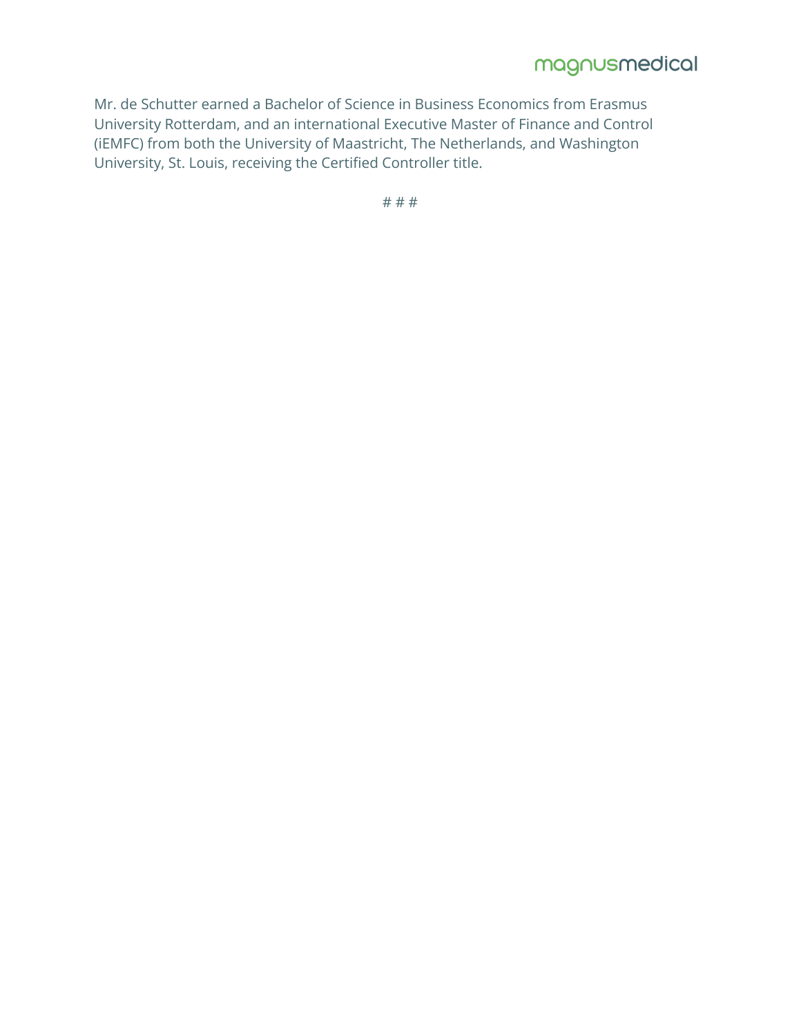Mr. de Schutter earned a Bachelor of Science in Business Economics from Erasmus University Rotterdam, and an international Executive Master of Finance and Control (iEMFC) from both the University of Maastricht, The Netherlands, and Washington University, St. Louis, receiving the Certified Controller title.

# # #